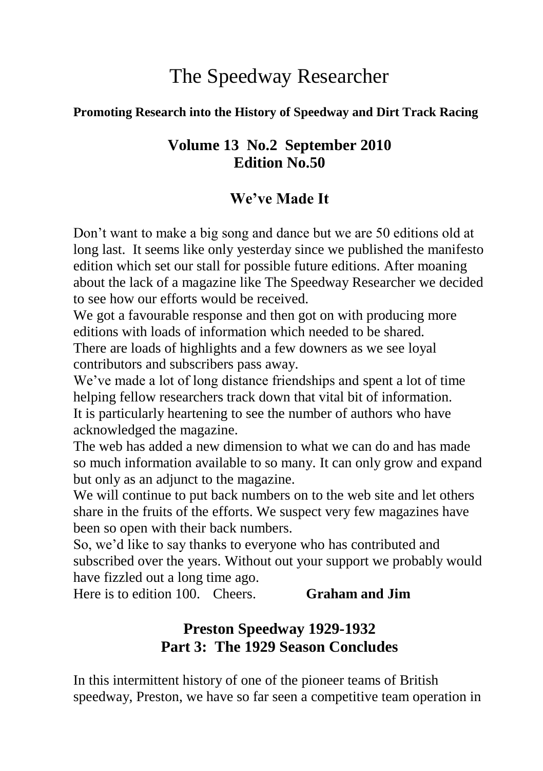# The Speedway Researcher

**Promoting Research into the History of Speedway and Dirt Track Racing**

## Volume 13 No.2 September 2010
## Edition No.50

## We've Made It

Don't want to make a big song and dance but we are 50 editions old at long last. It seems like only yesterday since we published the manifesto edition which set our stall for possible future editions. After moaning about the lack of a magazine like The Speedway Researcher we decided to see how our efforts would be received.

We got a favourable response and then got on with producing more editions with loads of information which needed to be shared.

There are loads of highlights and a few downers as we see loyal contributors and subscribers pass away.

We've made a lot of long distance friendships and spent a lot of time helping fellow researchers track down that vital bit of information.

It is particularly heartening to see the number of authors who have acknowledged the magazine.

The web has added a new dimension to what we can do and has made so much information available to so many. It can only grow and expand but only as an adjunct to the magazine.

We will continue to put back numbers on to the web site and let others share in the fruits of the efforts. We suspect very few magazines have been so open with their back numbers.

So, we'd like to say thanks to everyone who has contributed and subscribed over the years. Without out your support we probably would have fizzled out a long time ago.

Here is to edition 100. Cheers. **Graham and Jim**

## Preston Speedway 1929-1932
## Part 3: The 1929 Season Concludes

In this intermittent history of one of the pioneer teams of British speedway, Preston, we have so far seen a competitive team operation in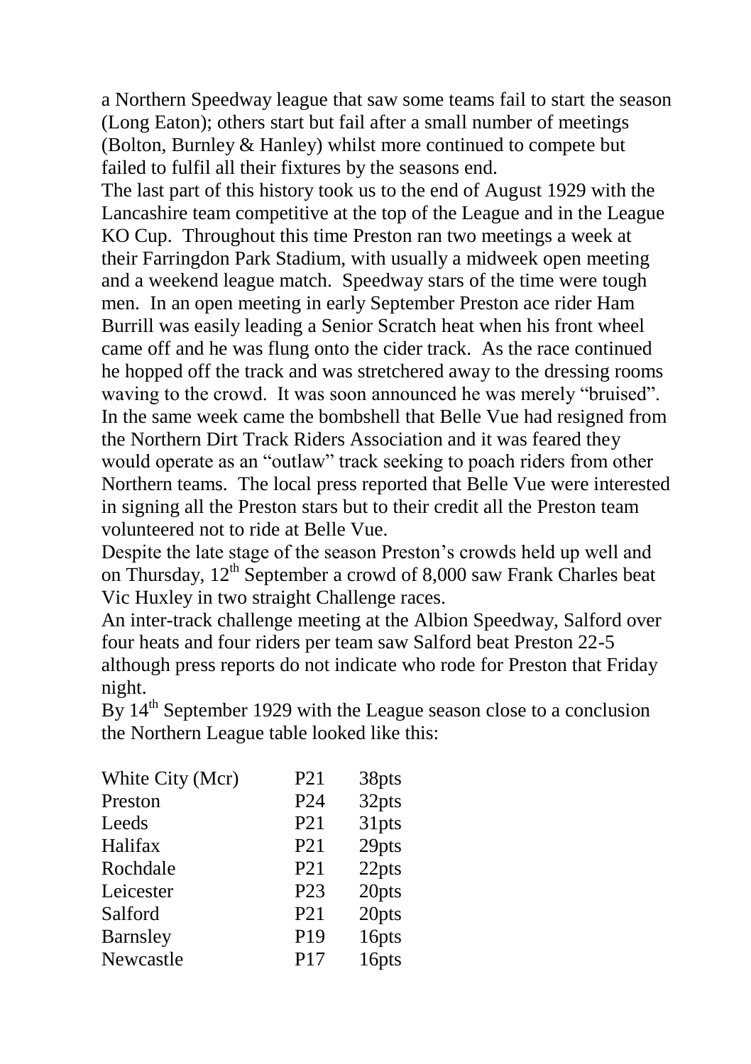a Northern Speedway league that saw some teams fail to start the season (Long Eaton); others start but fail after a small number of meetings (Bolton, Burnley & Hanley) whilst more continued to compete but failed to fulfil all their fixtures by the seasons end.

The last part of this history took us to the end of August 1929 with the Lancashire team competitive at the top of the League and in the League KO Cup. Throughout this time Preston ran two meetings a week at their Farringdon Park Stadium, with usually a midweek open meeting and a weekend league match. Speedway stars of the time were tough men. In an open meeting in early September Preston ace rider Ham Burrill was easily leading a Senior Scratch heat when his front wheel came off and he was flung onto the cider track. As the race continued he hopped off the track and was stretchered away to the dressing rooms waving to the crowd. It was soon announced he was merely "bruised". In the same week came the bombshell that Belle Vue had resigned from the Northern Dirt Track Riders Association and it was feared they would operate as an "outlaw" track seeking to poach riders from other Northern teams. The local press reported that Belle Vue were interested in signing all the Preston stars but to their credit all the Preston team volunteered not to ride at Belle Vue.

Despite the late stage of the season Preston's crowds held up well and on Thursday, 12th September a crowd of 8,000 saw Frank Charles beat Vic Huxley in two straight Challenge races.

An inter-track challenge meeting at the Albion Speedway, Salford over four heats and four riders per team saw Salford beat Preston 22-5 although press reports do not indicate who rode for Preston that Friday night.

By 14th September 1929 with the League season close to a conclusion the Northern League table looked like this:

| | | |
|---|---|---|
| White City (Mcr) | P21 | 38pts |
| Preston | P24 | 32pts |
| Leeds | P21 | 31pts |
| Halifax | P21 | 29pts |
| Rochdale | P21 | 22pts |
| Leicester | P23 | 20pts |
| Salford | P21 | 20pts |
| Barnsley | P19 | 16pts |
| Newcastle | P17 | 16pts |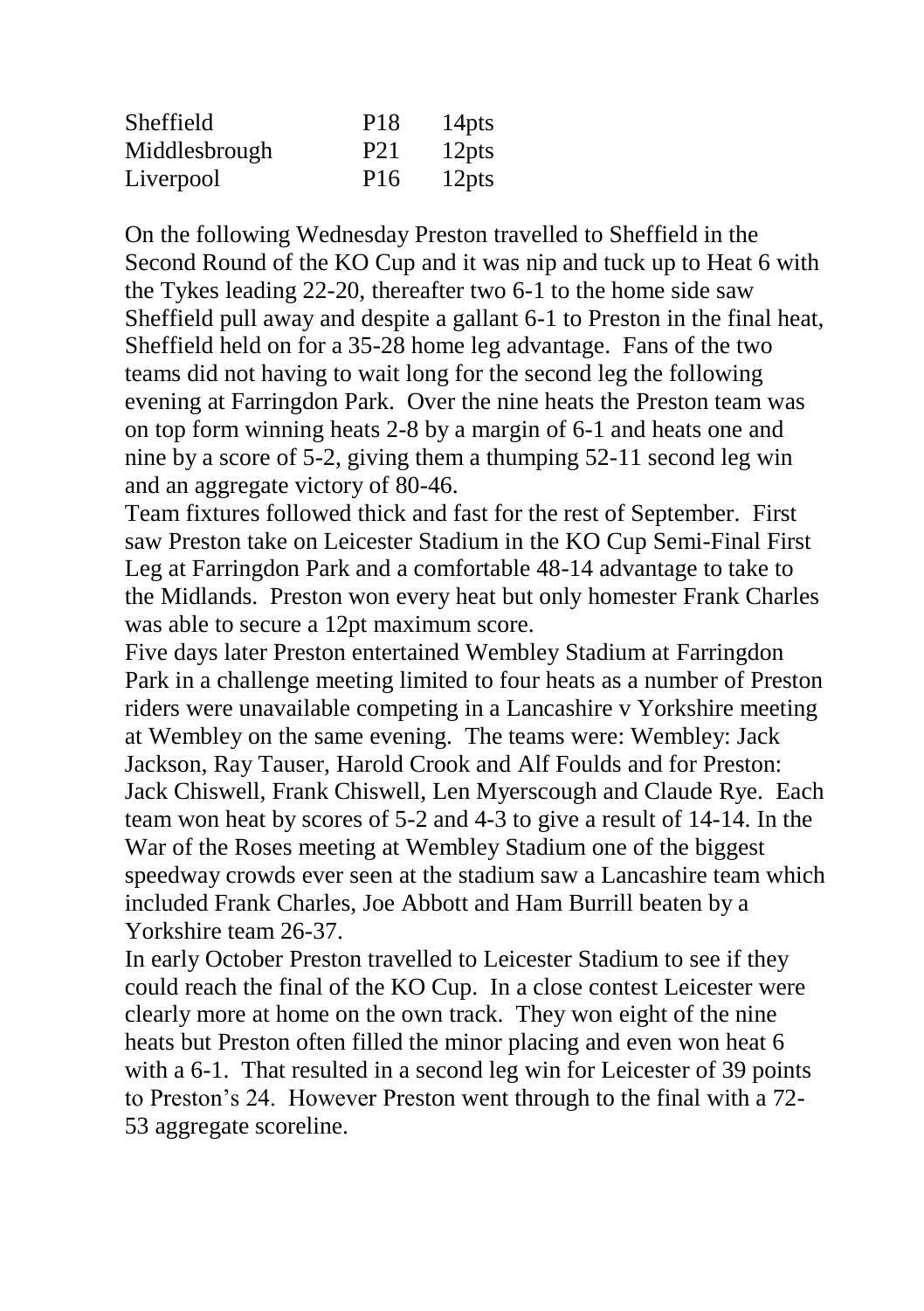| | | |
|---|---|---|
| Sheffield | P18 | 14pts |
| Middlesbrough | P21 | 12pts |
| Liverpool | P16 | 12pts |

On the following Wednesday Preston travelled to Sheffield in the Second Round of the KO Cup and it was nip and tuck up to Heat 6 with the Tykes leading 22-20, thereafter two 6-1 to the home side saw Sheffield pull away and despite a gallant 6-1 to Preston in the final heat, Sheffield held on for a 35-28 home leg advantage. Fans of the two teams did not having to wait long for the second leg the following evening at Farringdon Park. Over the nine heats the Preston team was on top form winning heats 2-8 by a margin of 6-1 and heats one and nine by a score of 5-2, giving them a thumping 52-11 second leg win and an aggregate victory of 80-46.

Team fixtures followed thick and fast for the rest of September. First saw Preston take on Leicester Stadium in the KO Cup Semi-Final First Leg at Farringdon Park and a comfortable 48-14 advantage to take to the Midlands. Preston won every heat but only homester Frank Charles was able to secure a 12pt maximum score.

Five days later Preston entertained Wembley Stadium at Farringdon Park in a challenge meeting limited to four heats as a number of Preston riders were unavailable competing in a Lancashire v Yorkshire meeting at Wembley on the same evening. The teams were: Wembley: Jack Jackson, Ray Tauser, Harold Crook and Alf Foulds and for Preston: Jack Chiswell, Frank Chiswell, Len Myerscough and Claude Rye. Each team won heat by scores of 5-2 and 4-3 to give a result of 14-14. In the War of the Roses meeting at Wembley Stadium one of the biggest speedway crowds ever seen at the stadium saw a Lancashire team which included Frank Charles, Joe Abbott and Ham Burrill beaten by a Yorkshire team 26-37.

In early October Preston travelled to Leicester Stadium to see if they could reach the final of the KO Cup. In a close contest Leicester were clearly more at home on the own track. They won eight of the nine heats but Preston often filled the minor placing and even won heat 6 with a 6-1. That resulted in a second leg win for Leicester of 39 points to Preston's 24. However Preston went through to the final with a 72-53 aggregate scoreline.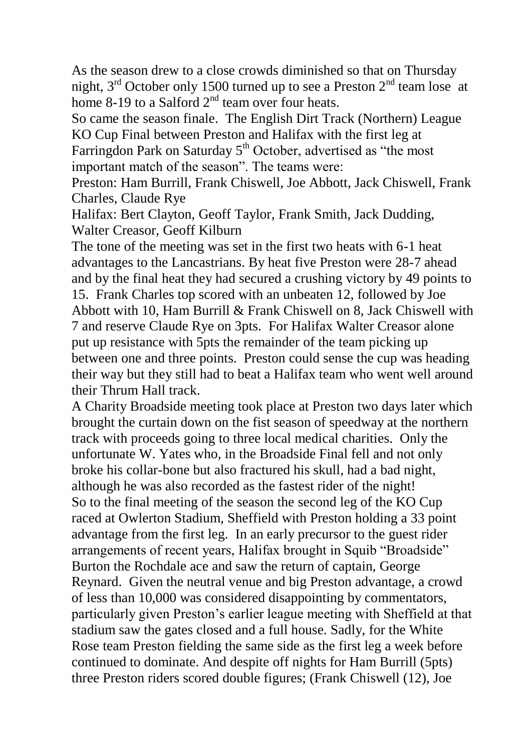As the season drew to a close crowds diminished so that on Thursday night, 3rd October only 1500 turned up to see a Preston 2nd team lose at home 8-19 to a Salford 2nd team over four heats.

So came the season finale. The English Dirt Track (Northern) League KO Cup Final between Preston and Halifax with the first leg at Farringdon Park on Saturday 5th October, advertised as "the most important match of the season". The teams were:

Preston: Ham Burrill, Frank Chiswell, Joe Abbott, Jack Chiswell, Frank Charles, Claude Rye

Halifax: Bert Clayton, Geoff Taylor, Frank Smith, Jack Dudding, Walter Creasor, Geoff Kilburn

The tone of the meeting was set in the first two heats with 6-1 heat advantages to the Lancastrians. By heat five Preston were 28-7 ahead and by the final heat they had secured a crushing victory by 49 points to 15. Frank Charles top scored with an unbeaten 12, followed by Joe Abbott with 10, Ham Burrill & Frank Chiswell on 8, Jack Chiswell with 7 and reserve Claude Rye on 3pts. For Halifax Walter Creasor alone put up resistance with 5pts the remainder of the team picking up between one and three points. Preston could sense the cup was heading their way but they still had to beat a Halifax team who went well around their Thrum Hall track.

A Charity Broadside meeting took place at Preston two days later which brought the curtain down on the fist season of speedway at the northern track with proceeds going to three local medical charities. Only the unfortunate W. Yates who, in the Broadside Final fell and not only broke his collar-bone but also fractured his skull, had a bad night, although he was also recorded as the fastest rider of the night!

So to the final meeting of the season the second leg of the KO Cup raced at Owlerton Stadium, Sheffield with Preston holding a 33 point advantage from the first leg. In an early precursor to the guest rider arrangements of recent years, Halifax brought in Squib "Broadside" Burton the Rochdale ace and saw the return of captain, George Reynard. Given the neutral venue and big Preston advantage, a crowd of less than 10,000 was considered disappointing by commentators, particularly given Preston's earlier league meeting with Sheffield at that stadium saw the gates closed and a full house. Sadly, for the White Rose team Preston fielding the same side as the first leg a week before continued to dominate. And despite off nights for Ham Burrill (5pts) three Preston riders scored double figures; (Frank Chiswell (12), Joe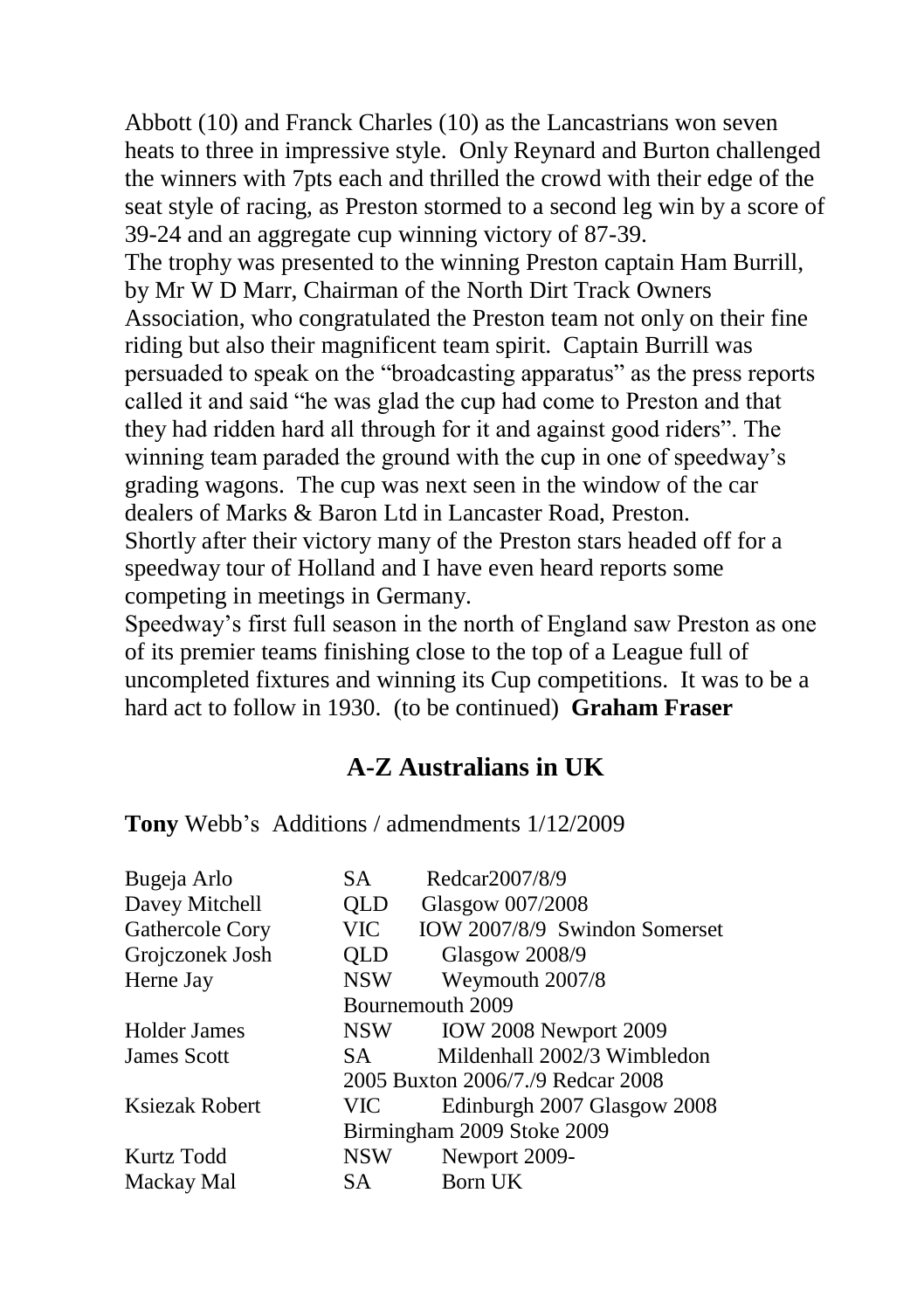Abbott (10) and Franck Charles (10) as the Lancastrians won seven heats to three in impressive style. Only Reynard and Burton challenged the winners with 7pts each and thrilled the crowd with their edge of the seat style of racing, as Preston stormed to a second leg win by a score of 39-24 and an aggregate cup winning victory of 87-39.

The trophy was presented to the winning Preston captain Ham Burrill, by Mr W D Marr, Chairman of the North Dirt Track Owners Association, who congratulated the Preston team not only on their fine riding but also their magnificent team spirit. Captain Burrill was persuaded to speak on the "broadcasting apparatus" as the press reports called it and said "he was glad the cup had come to Preston and that they had ridden hard all through for it and against good riders". The winning team paraded the ground with the cup in one of speedway's grading wagons. The cup was next seen in the window of the car dealers of Marks & Baron Ltd in Lancaster Road, Preston.

Shortly after their victory many of the Preston stars headed off for a speedway tour of Holland and I have even heard reports some competing in meetings in Germany.

Speedway's first full season in the north of England saw Preston as one of its premier teams finishing close to the top of a League full of uncompleted fixtures and winning its Cup competitions. It was to be a hard act to follow in 1930. (to be continued) **Graham Fraser**

## A-Z Australians in UK

**Tony** Webb's Additions / admendments 1/12/2009

| | | |
|---|---|---|
| Bugeja Arlo | SA | Redcar2007/8/9 |
| Davey Mitchell | QLD | Glasgow 007/2008 |
| Gathercole Cory | VIC | IOW 2007/8/9 Swindon Somerset |
| Grojczonek Josh | QLD | Glasgow 2008/9 |
| Herne Jay | NSW | Weymouth 2007/8 Bournemouth 2009 |
| Holder James | NSW | IOW 2008 Newport 2009 |
| James Scott | SA | Mildenhall 2002/3 Wimbledon 2005 Buxton 2006/7./9 Redcar 2008 |
| Ksiezak Robert | VIC | Edinburgh 2007 Glasgow 2008 Birmingham 2009 Stoke 2009 |
| Kurtz Todd | NSW | Newport 2009- |
| Mackay Mal | SA | Born UK |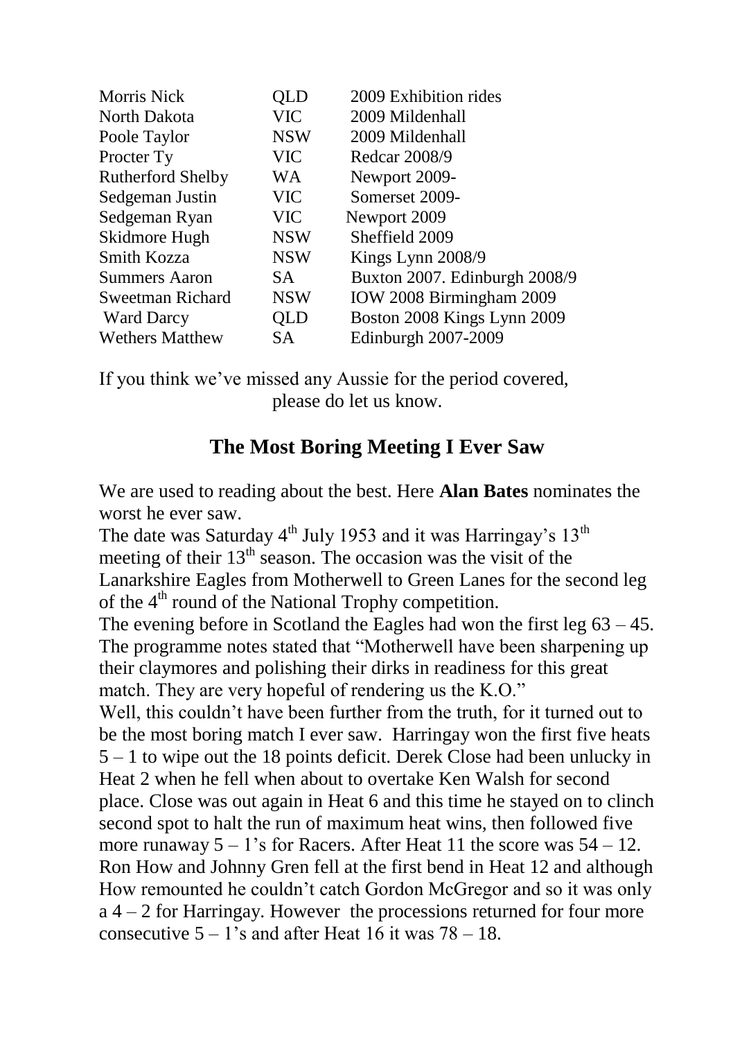| | | |
|---|---|---|
| Morris Nick | QLD | 2009 Exhibition rides |
| North Dakota | VIC | 2009 Mildenhall |
| Poole Taylor | NSW | 2009 Mildenhall |
| Procter Ty | VIC | Redcar 2008/9 |
| Rutherford Shelby | WA | Newport 2009- |
| Sedgeman Justin | VIC | Somerset 2009- |
| Sedgeman Ryan | VIC | Newport 2009 |
| Skidmore Hugh | NSW | Sheffield 2009 |
| Smith Kozza | NSW | Kings Lynn 2008/9 |
| Summers Aaron | SA | Buxton 2007. Edinburgh 2008/9 |
| Sweetman Richard | NSW | IOW 2008 Birmingham 2009 |
| Ward Darcy | QLD | Boston 2008 Kings Lynn 2009 |
| Wethers Matthew | SA | Edinburgh 2007-2009 |

If you think we've missed any Aussie for the period covered, please do let us know.

## The Most Boring Meeting I Ever Saw

We are used to reading about the best. Here **Alan Bates** nominates the worst he ever saw.

The date was Saturday 4th July 1953 and it was Harringay's 13th meeting of their 13th season. The occasion was the visit of the Lanarkshire Eagles from Motherwell to Green Lanes for the second leg of the 4th round of the National Trophy competition.

The evening before in Scotland the Eagles had won the first leg 63 – 45. The programme notes stated that "Motherwell have been sharpening up their claymores and polishing their dirks in readiness for this great match. They are very hopeful of rendering us the K.O."

Well, this couldn't have been further from the truth, for it turned out to be the most boring match I ever saw. Harringay won the first five heats 5 – 1 to wipe out the 18 points deficit. Derek Close had been unlucky in Heat 2 when he fell when about to overtake Ken Walsh for second place. Close was out again in Heat 6 and this time he stayed on to clinch second spot to halt the run of maximum heat wins, then followed five more runaway 5 – 1's for Racers. After Heat 11 the score was 54 – 12. Ron How and Johnny Gren fell at the first bend in Heat 12 and although How remounted he couldn't catch Gordon McGregor and so it was only a 4 – 2 for Harringay. However the processions returned for four more consecutive 5 – 1's and after Heat 16 it was 78 – 18.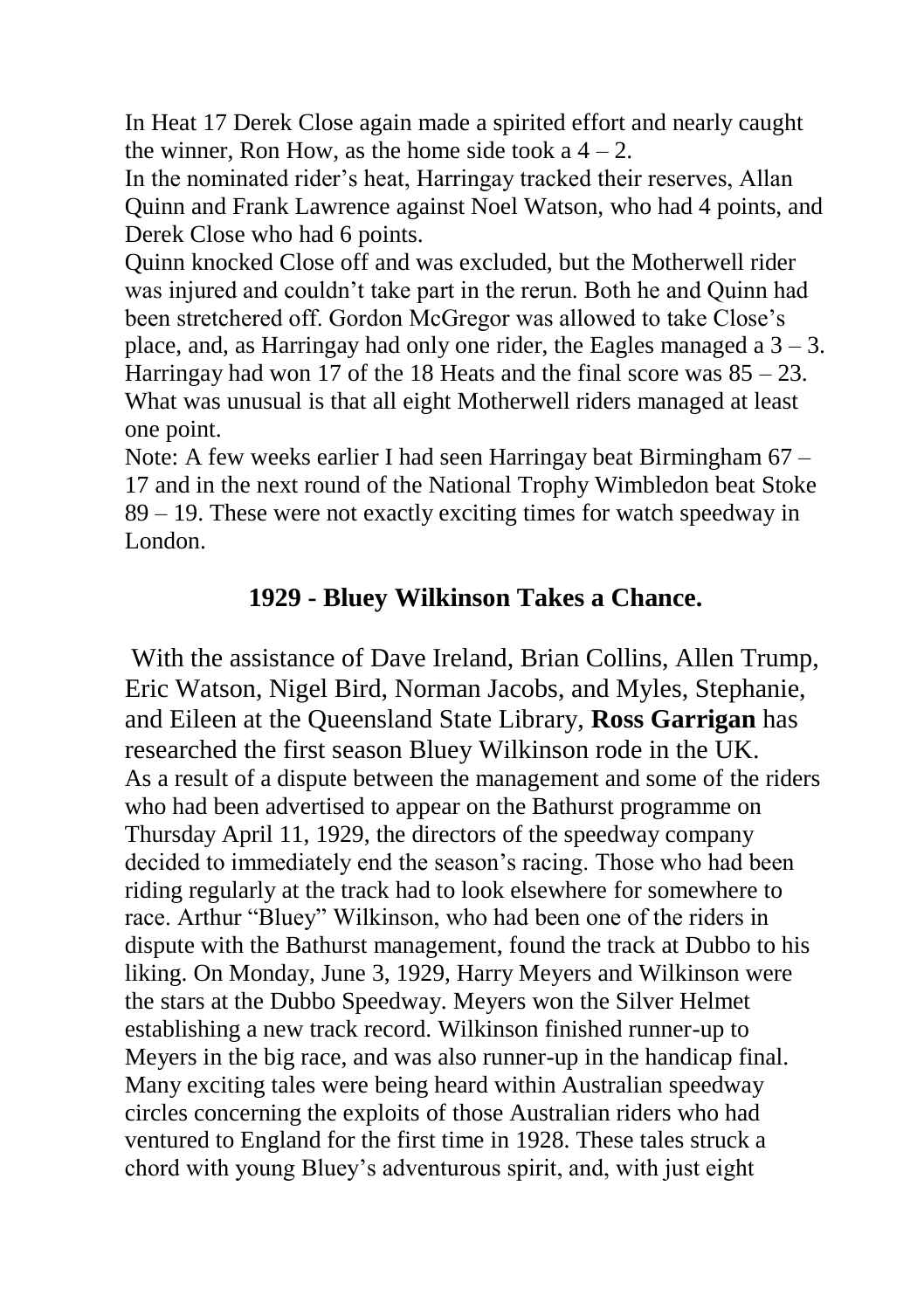In Heat 17 Derek Close again made a spirited effort and nearly caught the winner, Ron How, as the home side took a 4 – 2.
In the nominated rider's heat, Harringay tracked their reserves, Allan Quinn and Frank Lawrence against Noel Watson, who had 4 points, and Derek Close who had 6 points.
Quinn knocked Close off and was excluded, but the Motherwell rider was injured and couldn't take part in the rerun. Both he and Quinn had been stretchered off. Gordon McGregor was allowed to take Close's place, and, as Harringay had only one rider, the Eagles managed a 3 – 3. Harringay had won 17 of the 18 Heats and the final score was 85 – 23. What was unusual is that all eight Motherwell riders managed at least one point.
Note: A few weeks earlier I had seen Harringay beat Birmingham 67 – 17 and in the next round of the National Trophy Wimbledon beat Stoke 89 – 19. These were not exactly exciting times for watch speedway in London.

## 1929 - Bluey Wilkinson Takes a Chance.

With the assistance of Dave Ireland, Brian Collins, Allen Trump, Eric Watson, Nigel Bird, Norman Jacobs, and Myles, Stephanie, and Eileen at the Queensland State Library, **Ross Garrigan** has researched the first season Bluey Wilkinson rode in the UK.
As a result of a dispute between the management and some of the riders who had been advertised to appear on the Bathurst programme on Thursday April 11, 1929, the directors of the speedway company decided to immediately end the season's racing. Those who had been riding regularly at the track had to look elsewhere for somewhere to race. Arthur "Bluey" Wilkinson, who had been one of the riders in dispute with the Bathurst management, found the track at Dubbo to his liking. On Monday, June 3, 1929, Harry Meyers and Wilkinson were the stars at the Dubbo Speedway. Meyers won the Silver Helmet establishing a new track record. Wilkinson finished runner-up to Meyers in the big race, and was also runner-up in the handicap final. Many exciting tales were being heard within Australian speedway circles concerning the exploits of those Australian riders who had ventured to England for the first time in 1928. These tales struck a chord with young Bluey's adventurous spirit, and, with just eight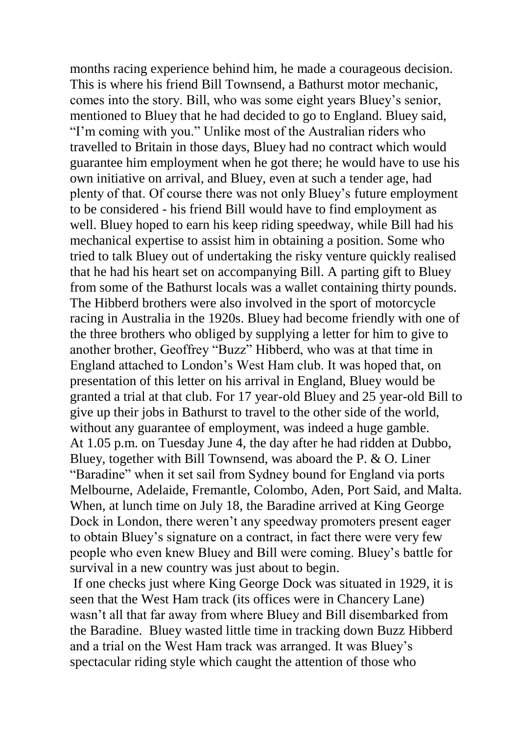months racing experience behind him, he made a courageous decision. This is where his friend Bill Townsend, a Bathurst motor mechanic, comes into the story. Bill, who was some eight years Bluey's senior, mentioned to Bluey that he had decided to go to England. Bluey said, "I'm coming with you." Unlike most of the Australian riders who travelled to Britain in those days, Bluey had no contract which would guarantee him employment when he got there; he would have to use his own initiative on arrival, and Bluey, even at such a tender age, had plenty of that. Of course there was not only Bluey's future employment to be considered - his friend Bill would have to find employment as well. Bluey hoped to earn his keep riding speedway, while Bill had his mechanical expertise to assist him in obtaining a position. Some who tried to talk Bluey out of undertaking the risky venture quickly realised that he had his heart set on accompanying Bill. A parting gift to Bluey from some of the Bathurst locals was a wallet containing thirty pounds. The Hibberd brothers were also involved in the sport of motorcycle racing in Australia in the 1920s. Bluey had become friendly with one of the three brothers who obliged by supplying a letter for him to give to another brother, Geoffrey "Buzz" Hibberd, who was at that time in England attached to London's West Ham club. It was hoped that, on presentation of this letter on his arrival in England, Bluey would be granted a trial at that club. For 17 year-old Bluey and 25 year-old Bill to give up their jobs in Bathurst to travel to the other side of the world, without any guarantee of employment, was indeed a huge gamble.
At 1.05 p.m. on Tuesday June 4, the day after he had ridden at Dubbo, Bluey, together with Bill Townsend, was aboard the P. & O. Liner "Baradine" when it set sail from Sydney bound for England via ports Melbourne, Adelaide, Fremantle, Colombo, Aden, Port Said, and Malta. When, at lunch time on July 18, the Baradine arrived at King George Dock in London, there weren't any speedway promoters present eager to obtain Bluey's signature on a contract, in fact there were very few people who even knew Bluey and Bill were coming. Bluey's battle for survival in a new country was just about to begin.

If one checks just where King George Dock was situated in 1929, it is seen that the West Ham track (its offices were in Chancery Lane) wasn't all that far away from where Bluey and Bill disembarked from the Baradine. Bluey wasted little time in tracking down Buzz Hibberd and a trial on the West Ham track was arranged. It was Bluey's spectacular riding style which caught the attention of those who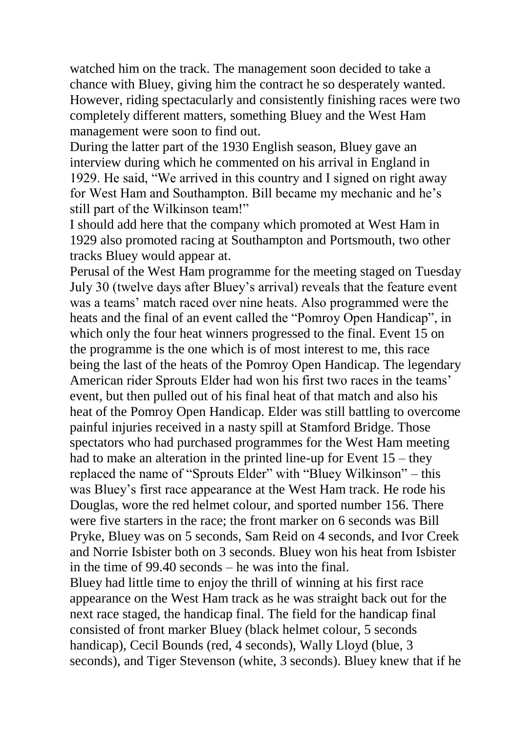watched him on the track. The management soon decided to take a chance with Bluey, giving him the contract he so desperately wanted. However, riding spectacularly and consistently finishing races were two completely different matters, something Bluey and the West Ham management were soon to find out.

During the latter part of the 1930 English season, Bluey gave an interview during which he commented on his arrival in England in 1929. He said, "We arrived in this country and I signed on right away for West Ham and Southampton. Bill became my mechanic and he's still part of the Wilkinson team!"

I should add here that the company which promoted at West Ham in 1929 also promoted racing at Southampton and Portsmouth, two other tracks Bluey would appear at.

Perusal of the West Ham programme for the meeting staged on Tuesday July 30 (twelve days after Bluey's arrival) reveals that the feature event was a teams' match raced over nine heats. Also programmed were the heats and the final of an event called the "Pomroy Open Handicap", in which only the four heat winners progressed to the final. Event 15 on the programme is the one which is of most interest to me, this race being the last of the heats of the Pomroy Open Handicap. The legendary American rider Sprouts Elder had won his first two races in the teams' event, but then pulled out of his final heat of that match and also his heat of the Pomroy Open Handicap. Elder was still battling to overcome painful injuries received in a nasty spill at Stamford Bridge. Those spectators who had purchased programmes for the West Ham meeting had to make an alteration in the printed line-up for Event 15 – they replaced the name of "Sprouts Elder" with "Bluey Wilkinson" – this was Bluey's first race appearance at the West Ham track. He rode his Douglas, wore the red helmet colour, and sported number 156. There were five starters in the race; the front marker on 6 seconds was Bill Pryke, Bluey was on 5 seconds, Sam Reid on 4 seconds, and Ivor Creek and Norrie Isbister both on 3 seconds. Bluey won his heat from Isbister in the time of 99.40 seconds – he was into the final.

Bluey had little time to enjoy the thrill of winning at his first race appearance on the West Ham track as he was straight back out for the next race staged, the handicap final. The field for the handicap final consisted of front marker Bluey (black helmet colour, 5 seconds handicap), Cecil Bounds (red, 4 seconds), Wally Lloyd (blue, 3 seconds), and Tiger Stevenson (white, 3 seconds). Bluey knew that if he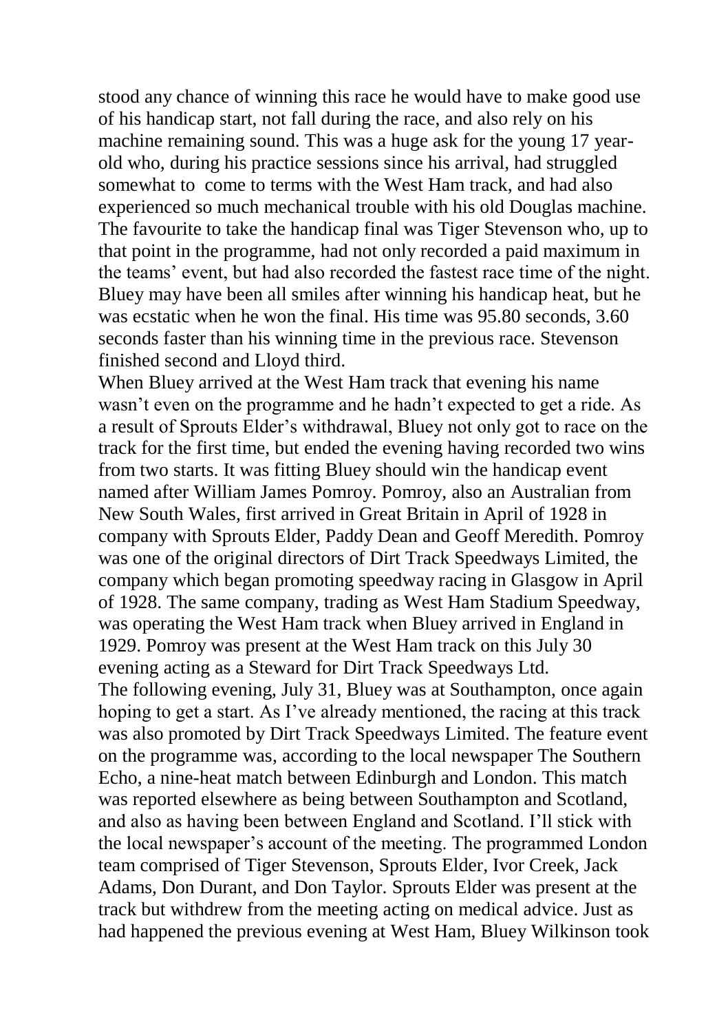stood any chance of winning this race he would have to make good use of his handicap start, not fall during the race, and also rely on his machine remaining sound. This was a huge ask for the young 17 year-old who, during his practice sessions since his arrival, had struggled somewhat to come to terms with the West Ham track, and had also experienced so much mechanical trouble with his old Douglas machine. The favourite to take the handicap final was Tiger Stevenson who, up to that point in the programme, had not only recorded a paid maximum in the teams' event, but had also recorded the fastest race time of the night. Bluey may have been all smiles after winning his handicap heat, but he was ecstatic when he won the final. His time was 95.80 seconds, 3.60 seconds faster than his winning time in the previous race. Stevenson finished second and Lloyd third.

When Bluey arrived at the West Ham track that evening his name wasn't even on the programme and he hadn't expected to get a ride. As a result of Sprouts Elder's withdrawal, Bluey not only got to race on the track for the first time, but ended the evening having recorded two wins from two starts. It was fitting Bluey should win the handicap event named after William James Pomroy. Pomroy, also an Australian from New South Wales, first arrived in Great Britain in April of 1928 in company with Sprouts Elder, Paddy Dean and Geoff Meredith. Pomroy was one of the original directors of Dirt Track Speedways Limited, the company which began promoting speedway racing in Glasgow in April of 1928. The same company, trading as West Ham Stadium Speedway, was operating the West Ham track when Bluey arrived in England in 1929. Pomroy was present at the West Ham track on this July 30 evening acting as a Steward for Dirt Track Speedways Ltd.

The following evening, July 31, Bluey was at Southampton, once again hoping to get a start. As I've already mentioned, the racing at this track was also promoted by Dirt Track Speedways Limited. The feature event on the programme was, according to the local newspaper The Southern Echo, a nine-heat match between Edinburgh and London. This match was reported elsewhere as being between Southampton and Scotland, and also as having been between England and Scotland. I'll stick with the local newspaper's account of the meeting. The programmed London team comprised of Tiger Stevenson, Sprouts Elder, Ivor Creek, Jack Adams, Don Durant, and Don Taylor. Sprouts Elder was present at the track but withdrew from the meeting acting on medical advice. Just as had happened the previous evening at West Ham, Bluey Wilkinson took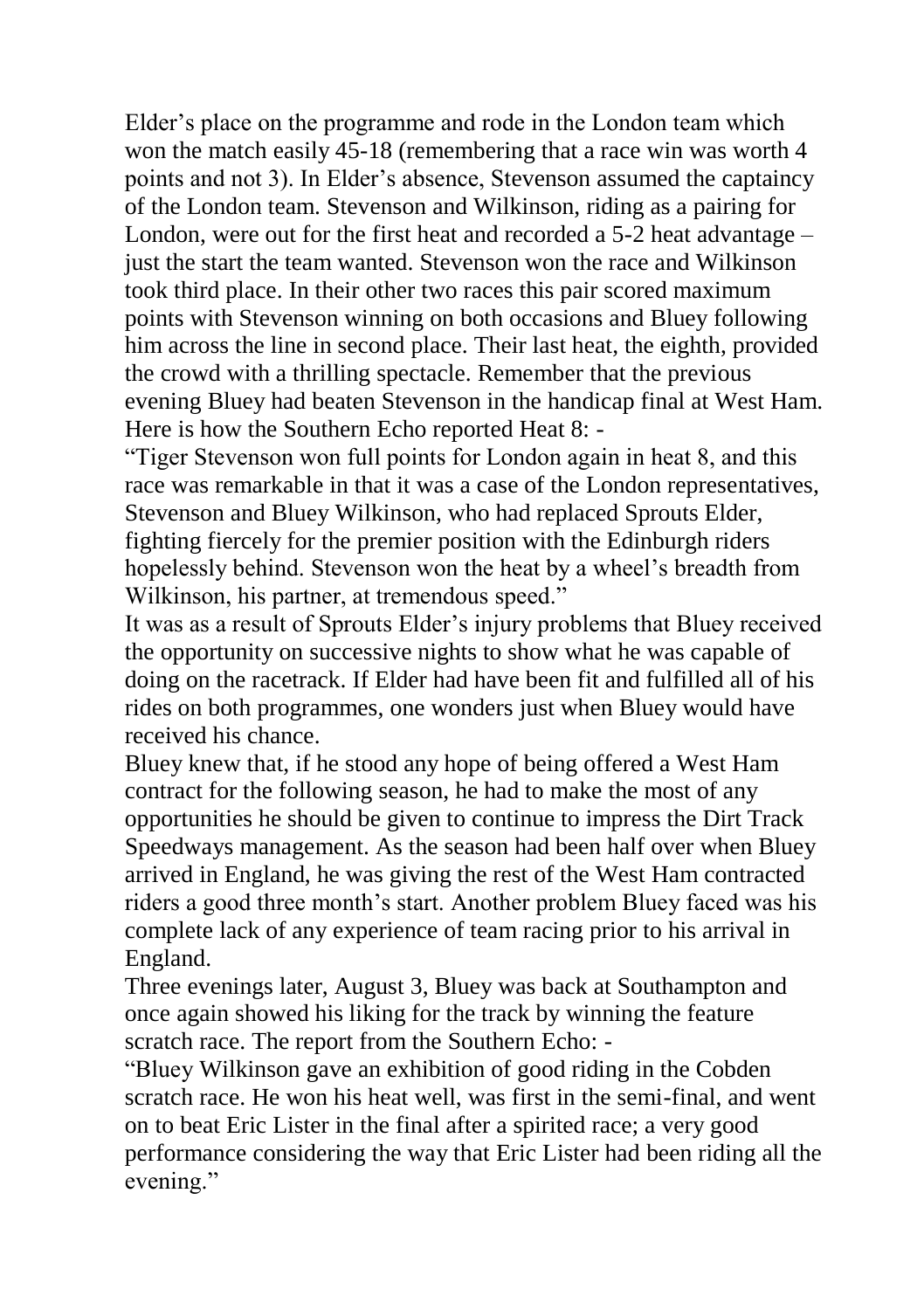Elder's place on the programme and rode in the London team which won the match easily 45-18 (remembering that a race win was worth 4 points and not 3). In Elder's absence, Stevenson assumed the captaincy of the London team. Stevenson and Wilkinson, riding as a pairing for London, were out for the first heat and recorded a 5-2 heat advantage – just the start the team wanted. Stevenson won the race and Wilkinson took third place. In their other two races this pair scored maximum points with Stevenson winning on both occasions and Bluey following him across the line in second place. Their last heat, the eighth, provided the crowd with a thrilling spectacle. Remember that the previous evening Bluey had beaten Stevenson in the handicap final at West Ham. Here is how the Southern Echo reported Heat 8: -

"Tiger Stevenson won full points for London again in heat 8, and this race was remarkable in that it was a case of the London representatives, Stevenson and Bluey Wilkinson, who had replaced Sprouts Elder, fighting fiercely for the premier position with the Edinburgh riders hopelessly behind. Stevenson won the heat by a wheel's breadth from Wilkinson, his partner, at tremendous speed."

It was as a result of Sprouts Elder's injury problems that Bluey received the opportunity on successive nights to show what he was capable of doing on the racetrack. If Elder had have been fit and fulfilled all of his rides on both programmes, one wonders just when Bluey would have received his chance.

Bluey knew that, if he stood any hope of being offered a West Ham contract for the following season, he had to make the most of any opportunities he should be given to continue to impress the Dirt Track Speedways management. As the season had been half over when Bluey arrived in England, he was giving the rest of the West Ham contracted riders a good three month's start. Another problem Bluey faced was his complete lack of any experience of team racing prior to his arrival in England.

Three evenings later, August 3, Bluey was back at Southampton and once again showed his liking for the track by winning the feature scratch race. The report from the Southern Echo: -

"Bluey Wilkinson gave an exhibition of good riding in the Cobden scratch race. He won his heat well, was first in the semi-final, and went on to beat Eric Lister in the final after a spirited race; a very good performance considering the way that Eric Lister had been riding all the evening."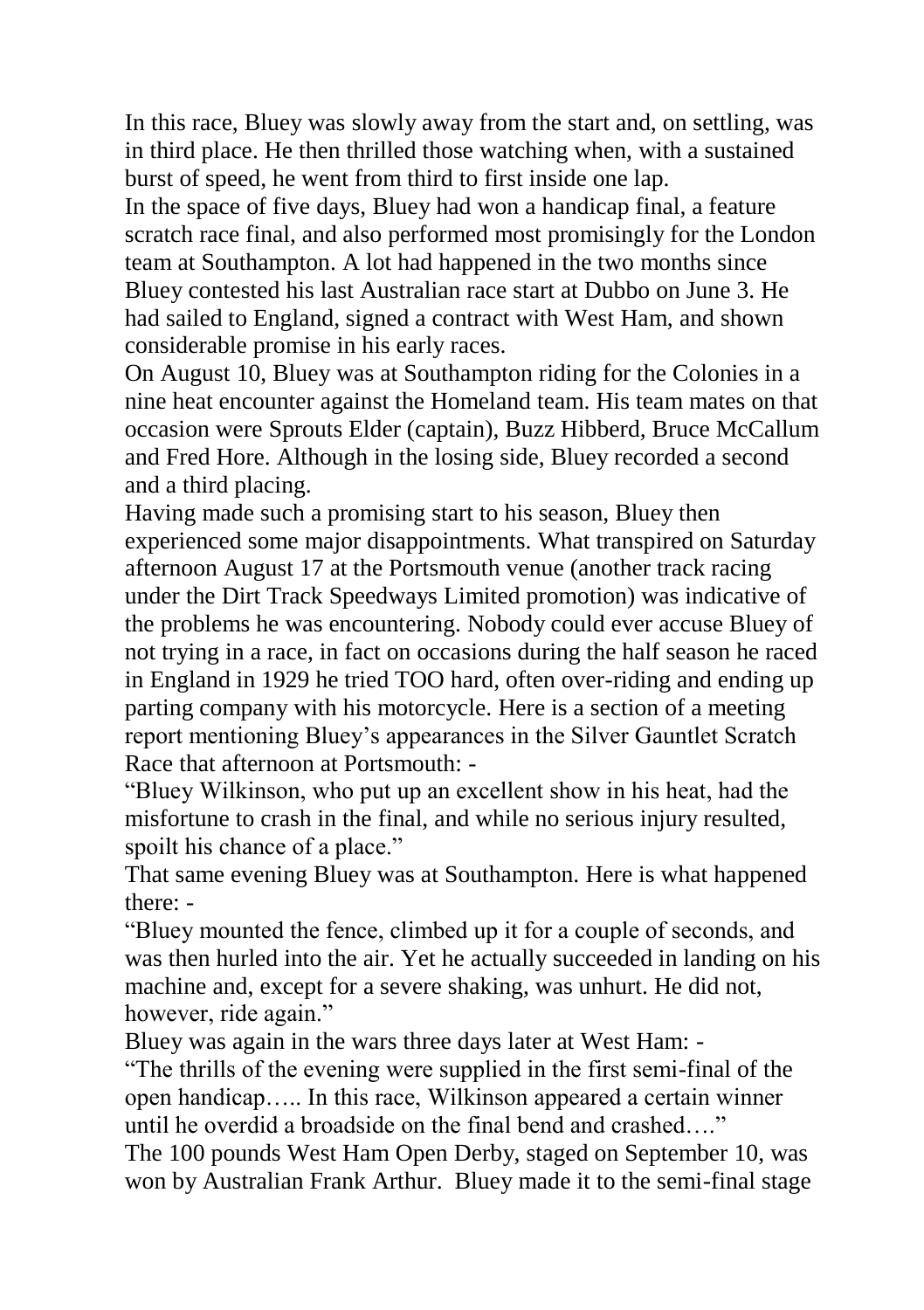In this race, Bluey was slowly away from the start and, on settling, was in third place. He then thrilled those watching when, with a sustained burst of speed, he went from third to first inside one lap.

In the space of five days, Bluey had won a handicap final, a feature scratch race final, and also performed most promisingly for the London team at Southampton. A lot had happened in the two months since Bluey contested his last Australian race start at Dubbo on June 3. He had sailed to England, signed a contract with West Ham, and shown considerable promise in his early races.

On August 10, Bluey was at Southampton riding for the Colonies in a nine heat encounter against the Homeland team. His team mates on that occasion were Sprouts Elder (captain), Buzz Hibberd, Bruce McCallum and Fred Hore. Although in the losing side, Bluey recorded a second and a third placing.

Having made such a promising start to his season, Bluey then experienced some major disappointments. What transpired on Saturday afternoon August 17 at the Portsmouth venue (another track racing under the Dirt Track Speedways Limited promotion) was indicative of the problems he was encountering. Nobody could ever accuse Bluey of not trying in a race, in fact on occasions during the half season he raced in England in 1929 he tried TOO hard, often over-riding and ending up parting company with his motorcycle. Here is a section of a meeting report mentioning Bluey's appearances in the Silver Gauntlet Scratch Race that afternoon at Portsmouth: -

"Bluey Wilkinson, who put up an excellent show in his heat, had the misfortune to crash in the final, and while no serious injury resulted, spoilt his chance of a place."

That same evening Bluey was at Southampton. Here is what happened there: -

"Bluey mounted the fence, climbed up it for a couple of seconds, and was then hurled into the air. Yet he actually succeeded in landing on his machine and, except for a severe shaking, was unhurt. He did not, however, ride again."

Bluey was again in the wars three days later at West Ham: -

"The thrills of the evening were supplied in the first semi-final of the open handicap….. In this race, Wilkinson appeared a certain winner until he overdid a broadside on the final bend and crashed…."

The 100 pounds West Ham Open Derby, staged on September 10, was won by Australian Frank Arthur. Bluey made it to the semi-final stage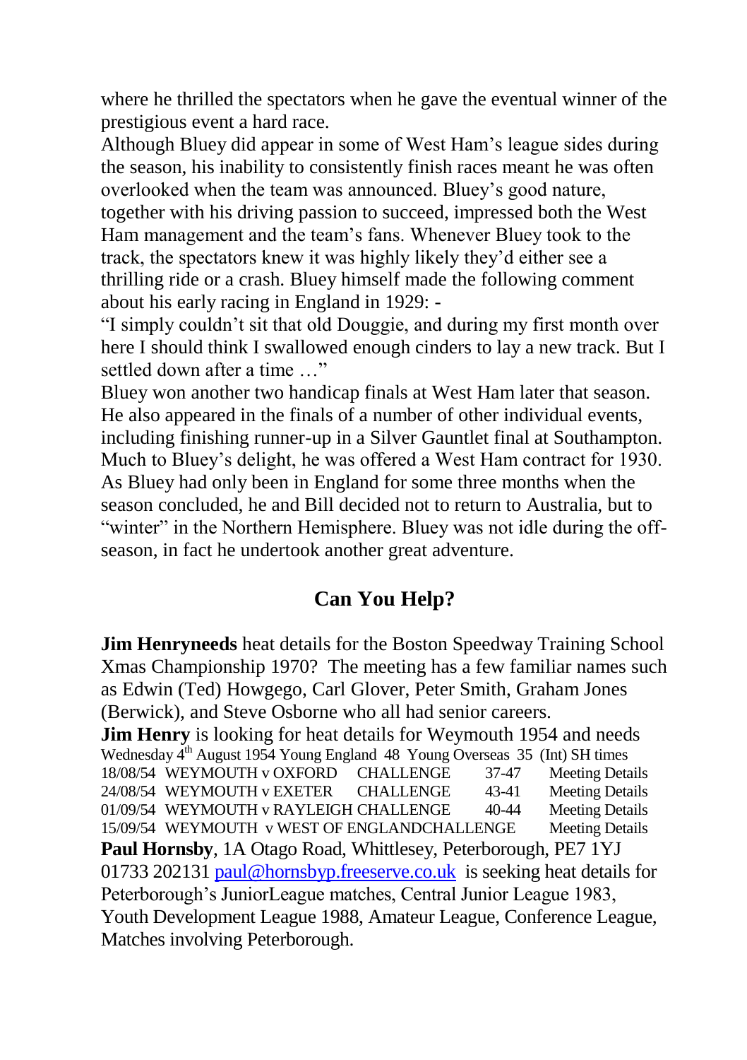where he thrilled the spectators when he gave the eventual winner of the prestigious event a hard race.

Although Bluey did appear in some of West Ham's league sides during the season, his inability to consistently finish races meant he was often overlooked when the team was announced. Bluey's good nature, together with his driving passion to succeed, impressed both the West Ham management and the team's fans. Whenever Bluey took to the track, the spectators knew it was highly likely they'd either see a thrilling ride or a crash. Bluey himself made the following comment about his early racing in England in 1929: -

"I simply couldn't sit that old Douggie, and during my first month over here I should think I swallowed enough cinders to lay a new track. But I settled down after a time …"

Bluey won another two handicap finals at West Ham later that season. He also appeared in the finals of a number of other individual events, including finishing runner-up in a Silver Gauntlet final at Southampton. Much to Bluey's delight, he was offered a West Ham contract for 1930. As Bluey had only been in England for some three months when the season concluded, he and Bill decided not to return to Australia, but to "winter" in the Northern Hemisphere. Bluey was not idle during the off-season, in fact he undertook another great adventure.

## Can You Help?

**Jim Henryneeds** heat details for the Boston Speedway Training School Xmas Championship 1970? The meeting has a few familiar names such as Edwin (Ted) Howgego, Carl Glover, Peter Smith, Graham Jones (Berwick), and Steve Osborne who all had senior careers.

**Jim Henry** is looking for heat details for Weymouth 1954 and needs

Wednesday 4th August 1954 Young England 48 Young Overseas 35 (Int) SH times

| | | | | |
|---|---|---|---|---|
| 18/08/54 | WEYMOUTH v OXFORD | CHALLENGE | 37-47 | Meeting Details |
| 24/08/54 | WEYMOUTH v EXETER | CHALLENGE | 43-41 | Meeting Details |
| 01/09/54 | WEYMOUTH v RAYLEIGH | CHALLENGE | 40-44 | Meeting Details |
| 15/09/54 | WEYMOUTH v WEST OF ENGLAND | CHALLENGE | | Meeting Details |

**Paul Hornsby**, 1A Otago Road, Whittlesey, Peterborough, PE7 1YJ 01733 202131 paul@hornsbyp.freeserve.co.uk is seeking heat details for Peterborough's JuniorLeague matches, Central Junior League 1983, Youth Development League 1988, Amateur League, Conference League, Matches involving Peterborough.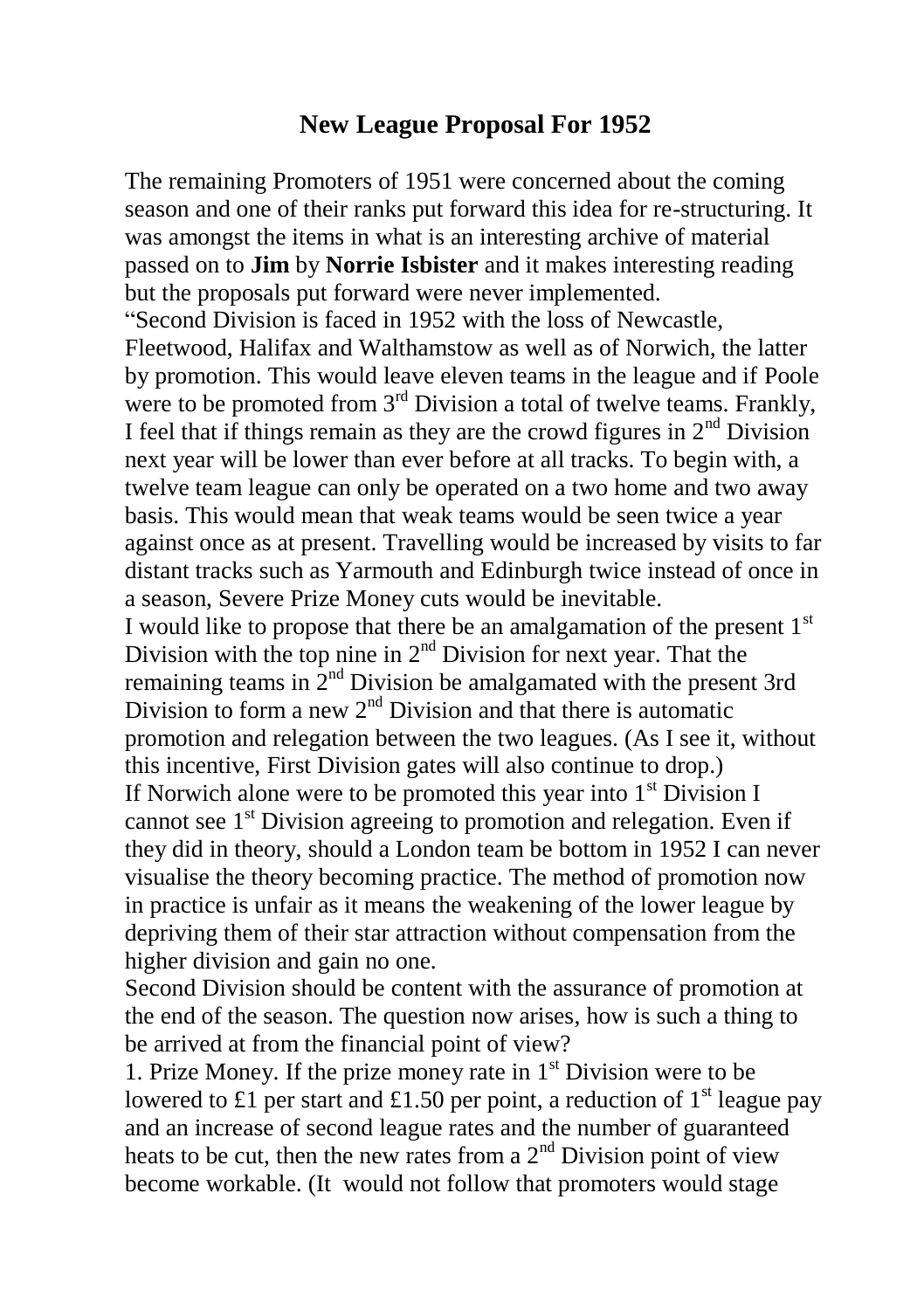# New League Proposal For 1952

The remaining Promoters of 1951 were concerned about the coming season and one of their ranks put forward this idea for re-structuring. It was amongst the items in what is an interesting archive of material passed on to **Jim** by **Norrie Isbister** and it makes interesting reading but the proposals put forward were never implemented.

"Second Division is faced in 1952 with the loss of Newcastle, Fleetwood, Halifax and Walthamstow as well as of Norwich, the latter by promotion. This would leave eleven teams in the league and if Poole were to be promoted from 3rd Division a total of twelve teams. Frankly, I feel that if things remain as they are the crowd figures in 2nd Division next year will be lower than ever before at all tracks. To begin with, a twelve team league can only be operated on a two home and two away basis. This would mean that weak teams would be seen twice a year against once as at present. Travelling would be increased by visits to far distant tracks such as Yarmouth and Edinburgh twice instead of once in a season, Severe Prize Money cuts would be inevitable.

I would like to propose that there be an amalgamation of the present 1st Division with the top nine in 2nd Division for next year. That the remaining teams in 2nd Division be amalgamated with the present 3rd Division to form a new 2nd Division and that there is automatic promotion and relegation between the two leagues. (As I see it, without this incentive, First Division gates will also continue to drop.)

If Norwich alone were to be promoted this year into 1st Division I cannot see 1st Division agreeing to promotion and relegation. Even if they did in theory, should a London team be bottom in 1952 I can never visualise the theory becoming practice. The method of promotion now in practice is unfair as it means the weakening of the lower league by depriving them of their star attraction without compensation from the higher division and gain no one.

Second Division should be content with the assurance of promotion at the end of the season. The question now arises, how is such a thing to be arrived at from the financial point of view?

1. Prize Money. If the prize money rate in 1st Division were to be lowered to £1 per start and £1.50 per point, a reduction of 1st league pay and an increase of second league rates and the number of guaranteed heats to be cut, then the new rates from a 2nd Division point of view become workable. (It would not follow that promoters would stage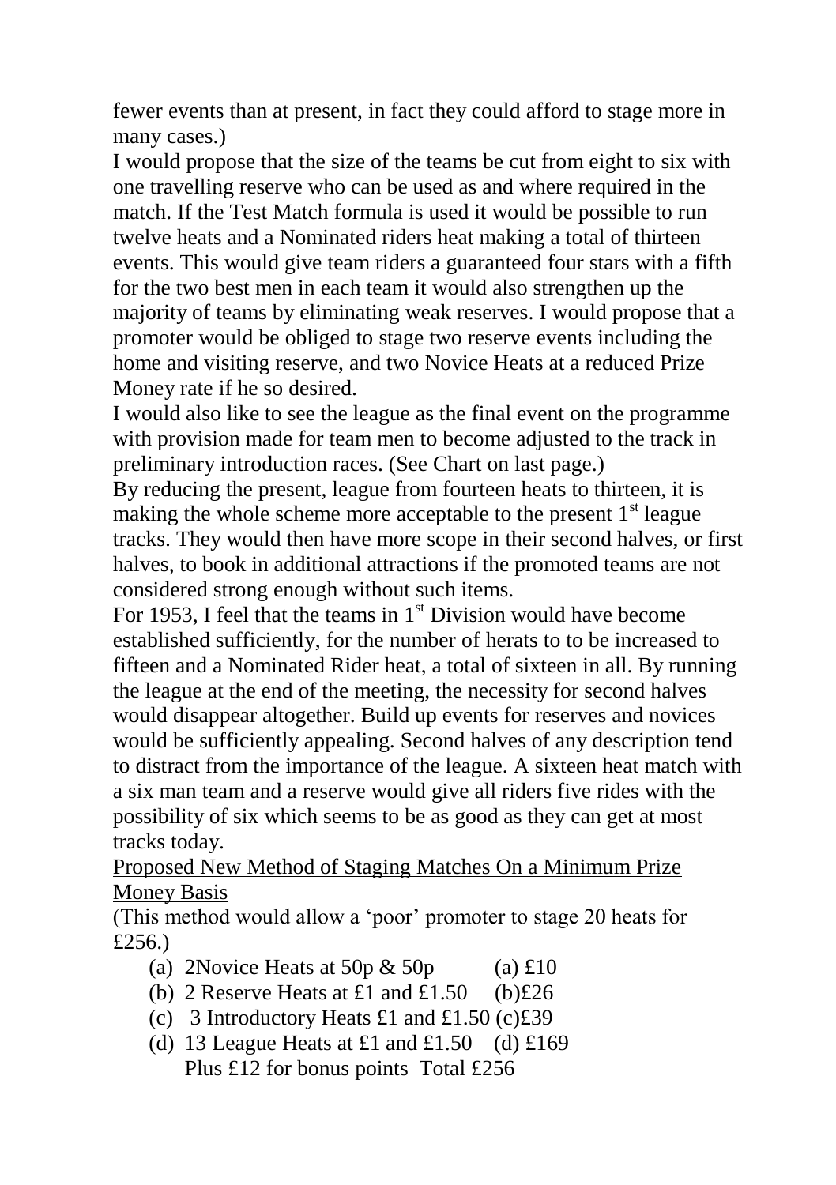fewer events than at present, in fact they could afford to stage more in many cases.)

I would propose that the size of the teams be cut from eight to six with one travelling reserve who can be used as and where required in the match. If the Test Match formula is used it would be possible to run twelve heats and a Nominated riders heat making a total of thirteen events. This would give team riders a guaranteed four stars with a fifth for the two best men in each team it would also strengthen up the majority of teams by eliminating weak reserves. I would propose that a promoter would be obliged to stage two reserve events including the home and visiting reserve, and two Novice Heats at a reduced Prize Money rate if he so desired.

I would also like to see the league as the final event on the programme with provision made for team men to become adjusted to the track in preliminary introduction races. (See Chart on last page.)

By reducing the present, league from fourteen heats to thirteen, it is making the whole scheme more acceptable to the present 1st league tracks. They would then have more scope in their second halves, or first halves, to book in additional attractions if the promoted teams are not considered strong enough without such items.

For 1953, I feel that the teams in 1st Division would have become established sufficiently, for the number of herats to to be increased to fifteen and a Nominated Rider heat, a total of sixteen in all. By running the league at the end of the meeting, the necessity for second halves would disappear altogether. Build up events for reserves and novices would be sufficiently appealing. Second halves of any description tend to distract from the importance of the league. A sixteen heat match with a six man team and a reserve would give all riders five rides with the possibility of six which seems to be as good as they can get at most tracks today.

<u>Proposed New Method of Staging Matches On a Minimum Prize Money Basis</u>

(This method would allow a 'poor' promoter to stage 20 heats for £256.)

(a) 2Novice Heats at 50p & 50p (a) £10
(b) 2 Reserve Heats at £1 and £1.50 (b)£26
(c) 3 Introductory Heats £1 and £1.50 (c)£39
(d) 13 League Heats at £1 and £1.50 (d) £169
Plus £12 for bonus points Total £256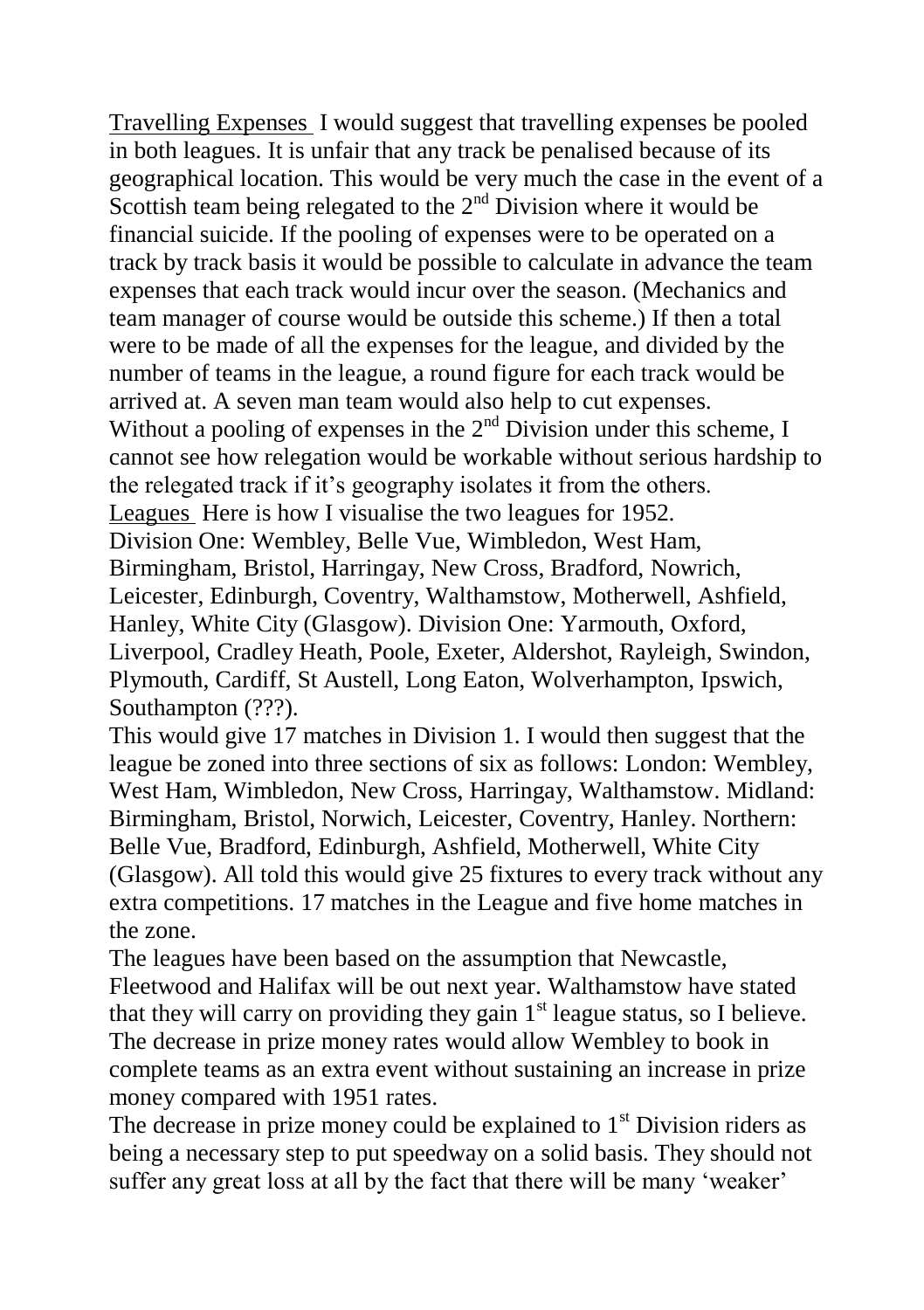<u>Travelling Expenses</u> I would suggest that travelling expenses be pooled in both leagues. It is unfair that any track be penalised because of its geographical location. This would be very much the case in the event of a Scottish team being relegated to the 2nd Division where it would be financial suicide. If the pooling of expenses were to be operated on a track by track basis it would be possible to calculate in advance the team expenses that each track would incur over the season. (Mechanics and team manager of course would be outside this scheme.) If then a total were to be made of all the expenses for the league, and divided by the number of teams in the league, a round figure for each track would be arrived at. A seven man team would also help to cut expenses.
Without a pooling of expenses in the 2nd Division under this scheme, I cannot see how relegation would be workable without serious hardship to the relegated track if it's geography isolates it from the others.
<u>Leagues</u> Here is how I visualise the two leagues for 1952.
Division One: Wembley, Belle Vue, Wimbledon, West Ham, Birmingham, Bristol, Harringay, New Cross, Bradford, Nowrich, Leicester, Edinburgh, Coventry, Walthamstow, Motherwell, Ashfield, Hanley, White City (Glasgow). Division One: Yarmouth, Oxford, Liverpool, Cradley Heath, Poole, Exeter, Aldershot, Rayleigh, Swindon, Plymouth, Cardiff, St Austell, Long Eaton, Wolverhampton, Ipswich, Southampton (???).
This would give 17 matches in Division 1. I would then suggest that the league be zoned into three sections of six as follows: London: Wembley, West Ham, Wimbledon, New Cross, Harringay, Walthamstow. Midland: Birmingham, Bristol, Norwich, Leicester, Coventry, Hanley. Northern: Belle Vue, Bradford, Edinburgh, Ashfield, Motherwell, White City (Glasgow). All told this would give 25 fixtures to every track without any extra competitions. 17 matches in the League and five home matches in the zone.
The leagues have been based on the assumption that Newcastle, Fleetwood and Halifax will be out next year. Walthamstow have stated that they will carry on providing they gain 1st league status, so I believe.
The decrease in prize money rates would allow Wembley to book in complete teams as an extra event without sustaining an increase in prize money compared with 1951 rates.
The decrease in prize money could be explained to 1st Division riders as being a necessary step to put speedway on a solid basis. They should not suffer any great loss at all by the fact that there will be many 'weaker'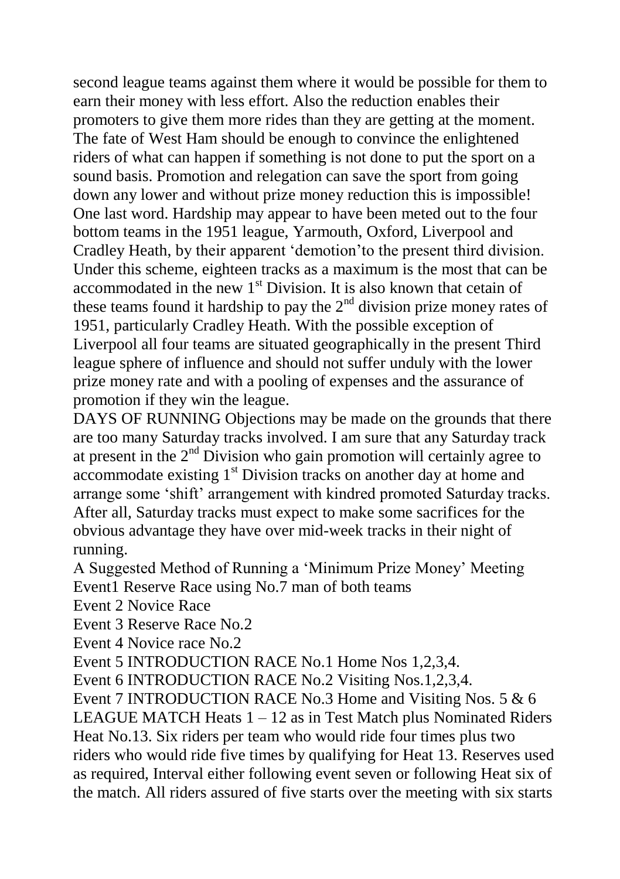second league teams against them where it would be possible for them to earn their money with less effort. Also the reduction enables their promoters to give them more rides than they are getting at the moment. The fate of West Ham should be enough to convince the enlightened riders of what can happen if something is not done to put the sport on a sound basis. Promotion and relegation can save the sport from going down any lower and without prize money reduction this is impossible!

One last word. Hardship may appear to have been meted out to the four bottom teams in the 1951 league, Yarmouth, Oxford, Liverpool and Cradley Heath, by their apparent 'demotion'to the present third division. Under this scheme, eighteen tracks as a maximum is the most that can be accommodated in the new 1st Division. It is also known that cetain of these teams found it hardship to pay the 2nd division prize money rates of 1951, particularly Cradley Heath. With the possible exception of Liverpool all four teams are situated geographically in the present Third league sphere of influence and should not suffer unduly with the lower prize money rate and with a pooling of expenses and the assurance of promotion if they win the league.

DAYS OF RUNNING Objections may be made on the grounds that there are too many Saturday tracks involved. I am sure that any Saturday track at present in the 2nd Division who gain promotion will certainly agree to accommodate existing 1st Division tracks on another day at home and arrange some 'shift' arrangement with kindred promoted Saturday tracks. After all, Saturday tracks must expect to make some sacrifices for the obvious advantage they have over mid-week tracks in their night of running.

A Suggested Method of Running a 'Minimum Prize Money' Meeting

Event1 Reserve Race using No.7 man of both teams

Event 2 Novice Race

Event 3 Reserve Race No.2

Event 4 Novice race No.2

Event 5 INTRODUCTION RACE No.1 Home Nos 1,2,3,4.

Event 6 INTRODUCTION RACE No.2 Visiting Nos.1,2,3,4.

Event 7 INTRODUCTION RACE No.3 Home and Visiting Nos. 5 & 6

LEAGUE MATCH Heats 1 – 12 as in Test Match plus Nominated Riders Heat No.13. Six riders per team who would ride four times plus two riders who would ride five times by qualifying for Heat 13. Reserves used as required, Interval either following event seven or following Heat six of the match. All riders assured of five starts over the meeting with six starts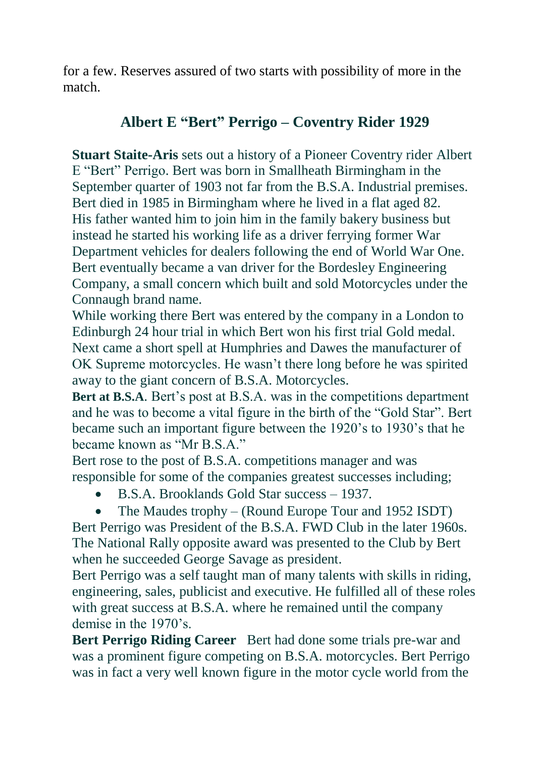for a few. Reserves assured of two starts with possibility of more in the match.

## Albert E "Bert" Perrigo – Coventry Rider 1929

**Stuart Staite-Aris** sets out a history of a Pioneer Coventry rider Albert E "Bert" Perrigo. Bert was born in Smallheath Birmingham in the September quarter of 1903 not far from the B.S.A. Industrial premises. Bert died in 1985 in Birmingham where he lived in a flat aged 82. His father wanted him to join him in the family bakery business but instead he started his working life as a driver ferrying former War Department vehicles for dealers following the end of World War One. Bert eventually became a van driver for the Bordesley Engineering Company, a small concern which built and sold Motorcycles under the Connaugh brand name.

While working there Bert was entered by the company in a London to Edinburgh 24 hour trial in which Bert won his first trial Gold medal. Next came a short spell at Humphries and Dawes the manufacturer of OK Supreme motorcycles. He wasn't there long before he was spirited away to the giant concern of B.S.A. Motorcycles.

**Bert at B.S.A**. Bert's post at B.S.A. was in the competitions department and he was to become a vital figure in the birth of the "Gold Star". Bert became such an important figure between the 1920's to 1930's that he became known as "Mr B.S.A."

Bert rose to the post of B.S.A. competitions manager and was responsible for some of the companies greatest successes including;

- B.S.A. Brooklands Gold Star success – 1937.
- The Maudes trophy – (Round Europe Tour and 1952 ISDT)

Bert Perrigo was President of the B.S.A. FWD Club in the later 1960s. The National Rally opposite award was presented to the Club by Bert when he succeeded George Savage as president.

Bert Perrigo was a self taught man of many talents with skills in riding, engineering, sales, publicist and executive. He fulfilled all of these roles with great success at B.S.A. where he remained until the company demise in the 1970's.

**Bert Perrigo Riding Career** Bert had done some trials pre-war and was a prominent figure competing on B.S.A. motorcycles. Bert Perrigo was in fact a very well known figure in the motor cycle world from the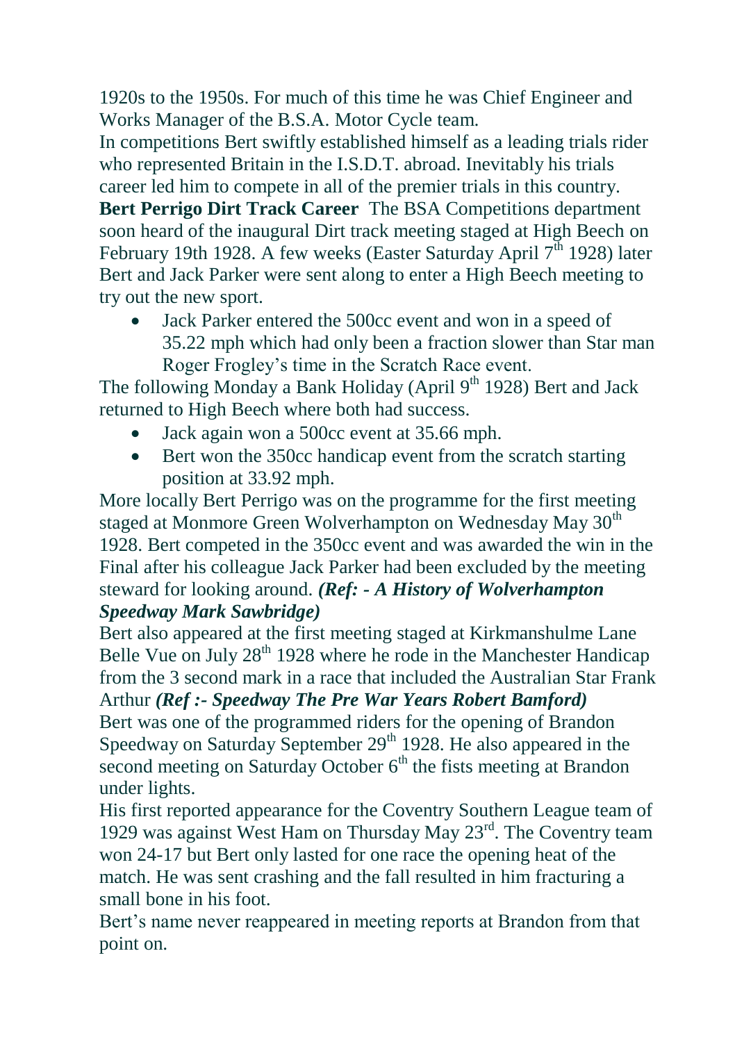1920s to the 1950s. For much of this time he was Chief Engineer and Works Manager of the B.S.A. Motor Cycle team.

In competitions Bert swiftly established himself as a leading trials rider who represented Britain in the I.S.D.T. abroad. Inevitably his trials career led him to compete in all of the premier trials in this country.

**Bert Perrigo Dirt Track Career** The BSA Competitions department soon heard of the inaugural Dirt track meeting staged at High Beech on February 19th 1928. A few weeks (Easter Saturday April 7th 1928) later Bert and Jack Parker were sent along to enter a High Beech meeting to try out the new sport.

- Jack Parker entered the 500cc event and won in a speed of 35.22 mph which had only been a fraction slower than Star man Roger Frogley's time in the Scratch Race event.

The following Monday a Bank Holiday (April 9th 1928) Bert and Jack returned to High Beech where both had success.

- Jack again won a 500cc event at 35.66 mph.
- Bert won the 350cc handicap event from the scratch starting position at 33.92 mph.

More locally Bert Perrigo was on the programme for the first meeting staged at Monmore Green Wolverhampton on Wednesday May 30th 1928. Bert competed in the 350cc event and was awarded the win in the Final after his colleague Jack Parker had been excluded by the meeting steward for looking around. ***(Ref: - A History of Wolverhampton Speedway Mark Sawbridge)***

Bert also appeared at the first meeting staged at Kirkmanshulme Lane Belle Vue on July 28th 1928 where he rode in the Manchester Handicap from the 3 second mark in a race that included the Australian Star Frank Arthur ***(Ref :- Speedway The Pre War Years Robert Bamford)***

Bert was one of the programmed riders for the opening of Brandon Speedway on Saturday September 29th 1928. He also appeared in the second meeting on Saturday October 6th the fists meeting at Brandon under lights.

His first reported appearance for the Coventry Southern League team of 1929 was against West Ham on Thursday May 23rd. The Coventry team won 24-17 but Bert only lasted for one race the opening heat of the match. He was sent crashing and the fall resulted in him fracturing a small bone in his foot.

Bert's name never reappeared in meeting reports at Brandon from that point on.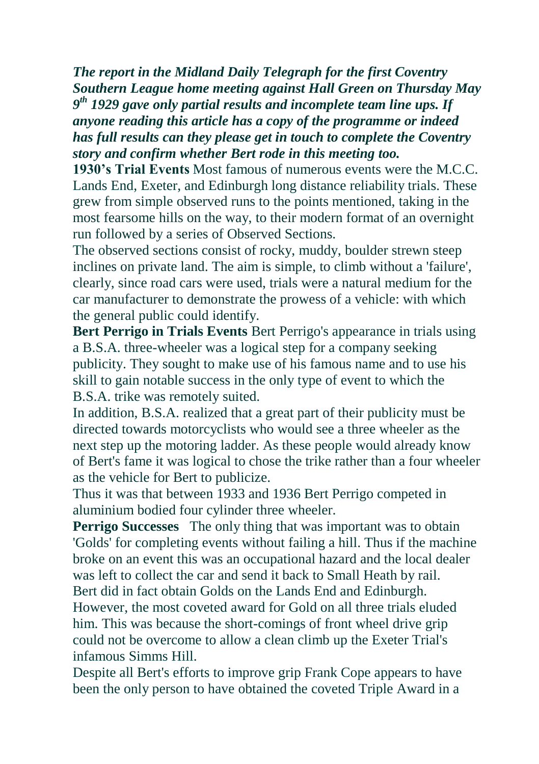***The report in the Midland Daily Telegraph for the first Coventry Southern League home meeting against Hall Green on Thursday May 9th 1929 gave only partial results and incomplete team line ups. If anyone reading this article has a copy of the programme or indeed has full results can they please get in touch to complete the Coventry story and confirm whether Bert rode in this meeting too.***

**1930's Trial Events** Most famous of numerous events were the M.C.C. Lands End, Exeter, and Edinburgh long distance reliability trials. These grew from simple observed runs to the points mentioned, taking in the most fearsome hills on the way, to their modern format of an overnight run followed by a series of Observed Sections.

The observed sections consist of rocky, muddy, boulder strewn steep inclines on private land. The aim is simple, to climb without a 'failure', clearly, since road cars were used, trials were a natural medium for the car manufacturer to demonstrate the prowess of a vehicle: with which the general public could identify.

**Bert Perrigo in Trials Events** Bert Perrigo's appearance in trials using a B.S.A. three-wheeler was a logical step for a company seeking publicity. They sought to make use of his famous name and to use his skill to gain notable success in the only type of event to which the B.S.A. trike was remotely suited.

In addition, B.S.A. realized that a great part of their publicity must be directed towards motorcyclists who would see a three wheeler as the next step up the motoring ladder. As these people would already know of Bert's fame it was logical to chose the trike rather than a four wheeler as the vehicle for Bert to publicize.

Thus it was that between 1933 and 1936 Bert Perrigo competed in aluminium bodied four cylinder three wheeler.

**Perrigo Successes** The only thing that was important was to obtain 'Golds' for completing events without failing a hill. Thus if the machine broke on an event this was an occupational hazard and the local dealer was left to collect the car and send it back to Small Heath by rail.

Bert did in fact obtain Golds on the Lands End and Edinburgh. However, the most coveted award for Gold on all three trials eluded him. This was because the short-comings of front wheel drive grip could not be overcome to allow a clean climb up the Exeter Trial's infamous Simms Hill.

Despite all Bert's efforts to improve grip Frank Cope appears to have been the only person to have obtained the coveted Triple Award in a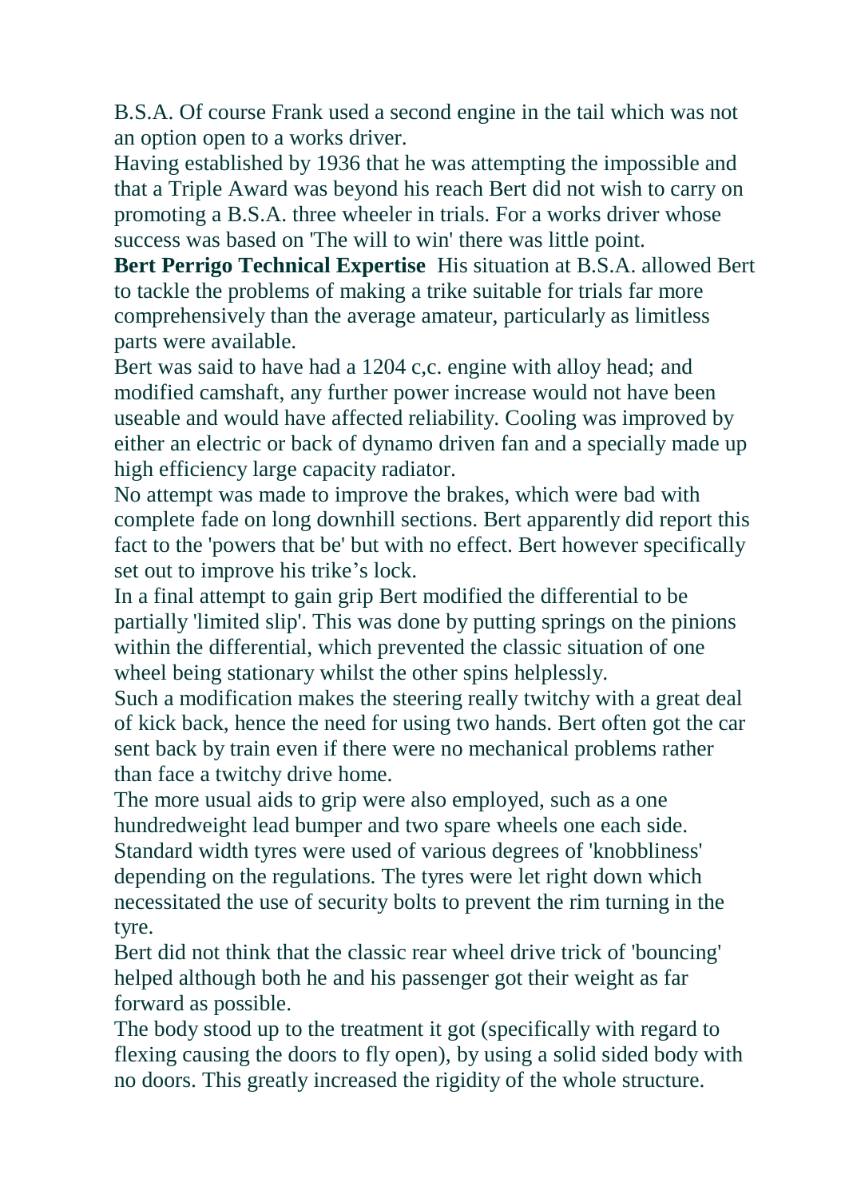B.S.A. Of course Frank used a second engine in the tail which was not an option open to a works driver.

Having established by 1936 that he was attempting the impossible and that a Triple Award was beyond his reach Bert did not wish to carry on promoting a B.S.A. three wheeler in trials. For a works driver whose success was based on 'The will to win' there was little point.

**Bert Perrigo Technical Expertise** His situation at B.S.A. allowed Bert to tackle the problems of making a trike suitable for trials far more comprehensively than the average amateur, particularly as limitless parts were available.

Bert was said to have had a 1204 c,c. engine with alloy head; and modified camshaft, any further power increase would not have been useable and would have affected reliability. Cooling was improved by either an electric or back of dynamo driven fan and a specially made up high efficiency large capacity radiator.

No attempt was made to improve the brakes, which were bad with complete fade on long downhill sections. Bert apparently did report this fact to the 'powers that be' but with no effect. Bert however specifically set out to improve his trike's lock.

In a final attempt to gain grip Bert modified the differential to be partially 'limited slip'. This was done by putting springs on the pinions within the differential, which prevented the classic situation of one wheel being stationary whilst the other spins helplessly.

Such a modification makes the steering really twitchy with a great deal of kick back, hence the need for using two hands. Bert often got the car sent back by train even if there were no mechanical problems rather than face a twitchy drive home.

The more usual aids to grip were also employed, such as a one hundredweight lead bumper and two spare wheels one each side. Standard width tyres were used of various degrees of 'knobbliness' depending on the regulations. The tyres were let right down which necessitated the use of security bolts to prevent the rim turning in the tyre.

Bert did not think that the classic rear wheel drive trick of 'bouncing' helped although both he and his passenger got their weight as far forward as possible.

The body stood up to the treatment it got (specifically with regard to flexing causing the doors to fly open), by using a solid sided body with no doors. This greatly increased the rigidity of the whole structure.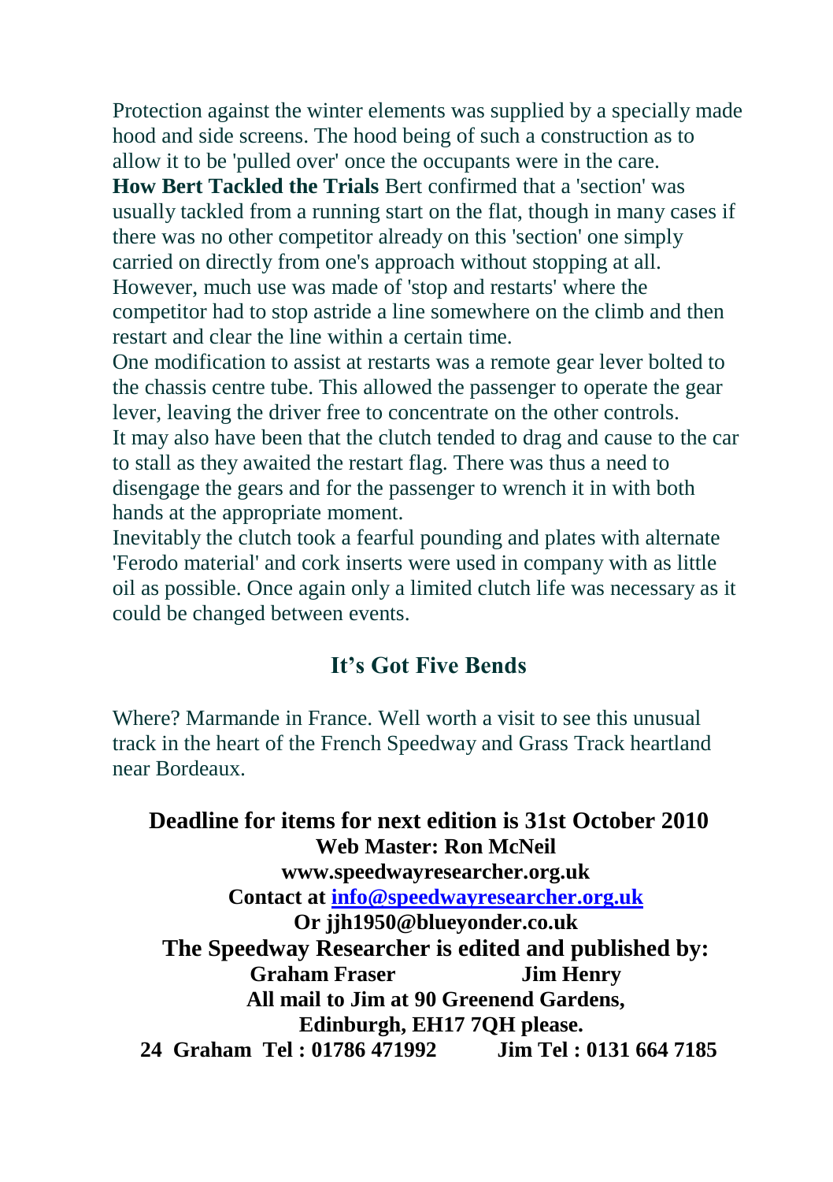Protection against the winter elements was supplied by a specially made hood and side screens. The hood being of such a construction as to allow it to be 'pulled over' once the occupants were in the care.

**How Bert Tackled the Trials** Bert confirmed that a 'section' was usually tackled from a running start on the flat, though in many cases if there was no other competitor already on this 'section' one simply carried on directly from one's approach without stopping at all. However, much use was made of 'stop and restarts' where the competitor had to stop astride a line somewhere on the climb and then restart and clear the line within a certain time.

One modification to assist at restarts was a remote gear lever bolted to the chassis centre tube. This allowed the passenger to operate the gear lever, leaving the driver free to concentrate on the other controls.

It may also have been that the clutch tended to drag and cause to the car to stall as they awaited the restart flag. There was thus a need to disengage the gears and for the passenger to wrench it in with both hands at the appropriate moment.

Inevitably the clutch took a fearful pounding and plates with alternate 'Ferodo material' and cork inserts were used in company with as little oil as possible. Once again only a limited clutch life was necessary as it could be changed between events.

## It's Got Five Bends

Where? Marmande in France. Well worth a visit to see this unusual track in the heart of the French Speedway and Grass Track heartland near Bordeaux.

**Deadline for items for next edition is 31st October 2010**

**Web Master: Ron McNeil**

**www.speedwayresearcher.org.uk**

**Contact at info@speedwayresearcher.org.uk**

**Or jjh1950@blueyonder.co.uk**

**The Speedway Researcher is edited and published by:**

**Graham Fraser Jim Henry**

**All mail to Jim at 90 Greenend Gardens, Edinburgh, EH17 7QH please.**

**Graham Tel : 01786 471992 Jim Tel : 0131 664 7185**